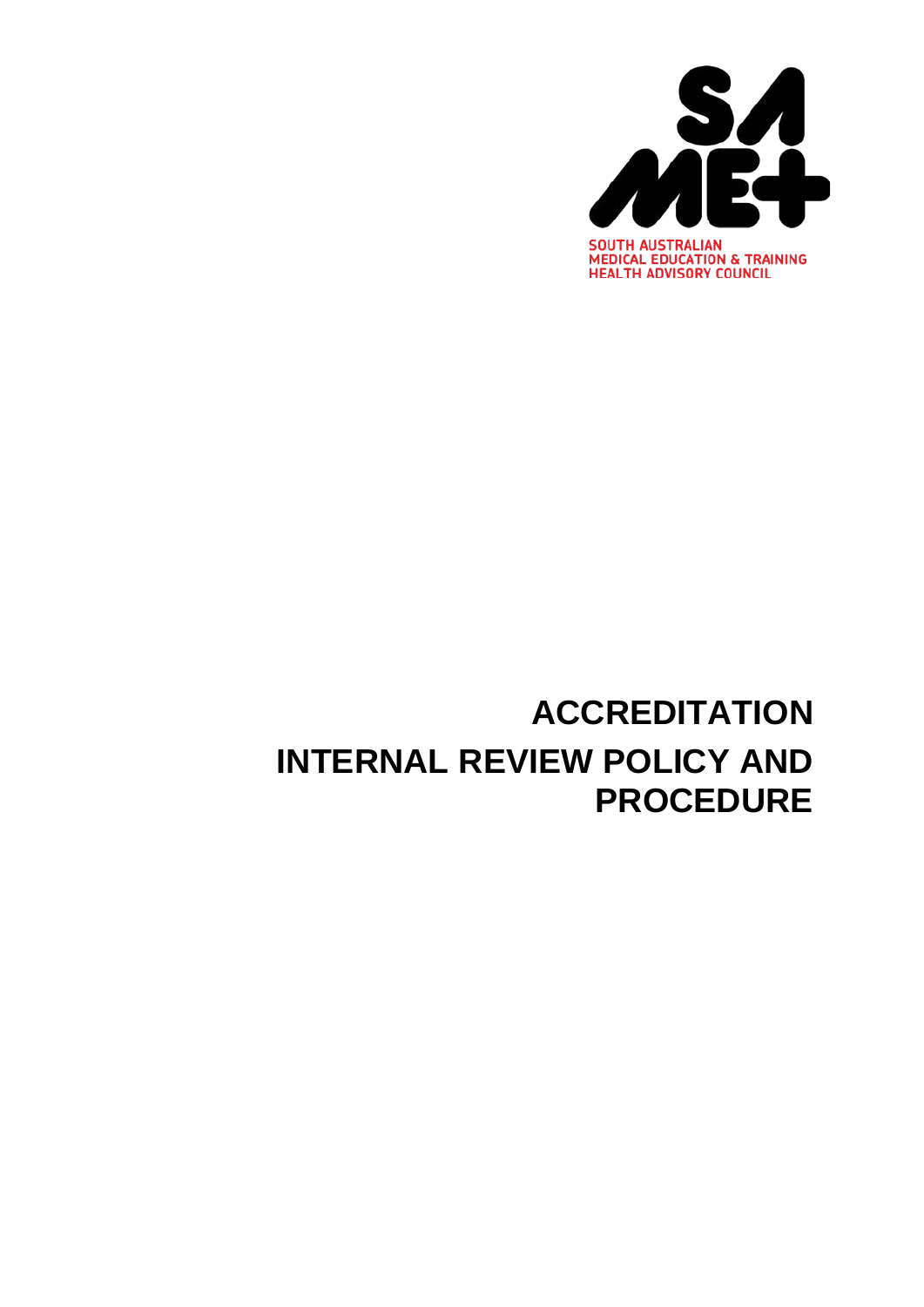SOUTH AUSTRALIAN
MEDICAL EDUCATION & TRAINING
HEALTH ADVISORY COUNCIL

# ACCREDITATION

# INTERNAL REVIEW POLICY AND PROCEDURE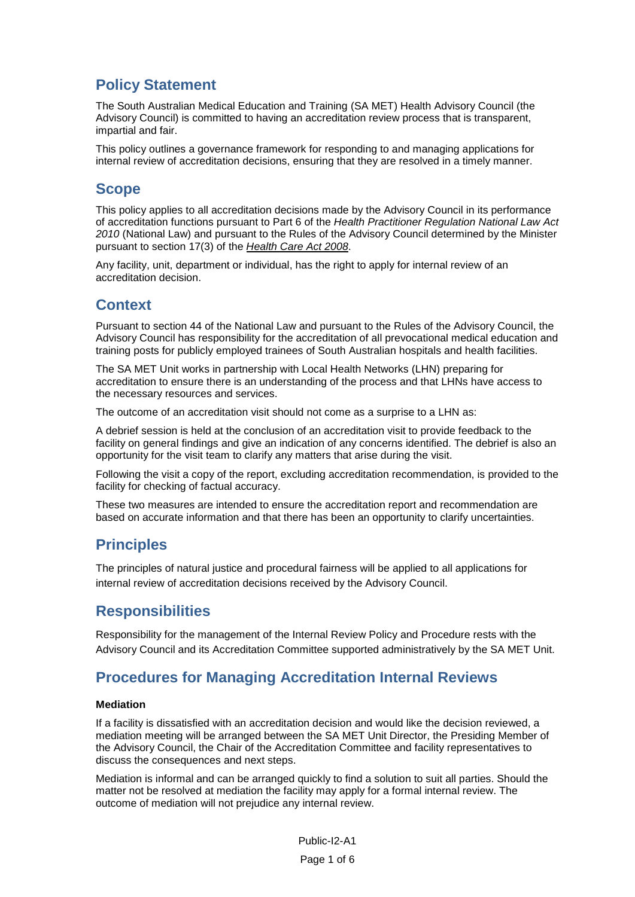## Policy Statement

The South Australian Medical Education and Training (SA MET) Health Advisory Council (the Advisory Council) is committed to having an accreditation review process that is transparent, impartial and fair.

This policy outlines a governance framework for responding to and managing applications for internal review of accreditation decisions, ensuring that they are resolved in a timely manner.

## Scope

This policy applies to all accreditation decisions made by the Advisory Council in its performance of accreditation functions pursuant to Part 6 of the *Health Practitioner Regulation National Law Act 2010* (National Law) and pursuant to the Rules of the Advisory Council determined by the Minister pursuant to section 17(3) of the *Health Care Act 2008*.

Any facility, unit, department or individual, has the right to apply for internal review of an accreditation decision.

## Context

Pursuant to section 44 of the National Law and pursuant to the Rules of the Advisory Council, the Advisory Council has responsibility for the accreditation of all prevocational medical education and training posts for publicly employed trainees of South Australian hospitals and health facilities.

The SA MET Unit works in partnership with Local Health Networks (LHN) preparing for accreditation to ensure there is an understanding of the process and that LHNs have access to the necessary resources and services.

The outcome of an accreditation visit should not come as a surprise to a LHN as:

A debrief session is held at the conclusion of an accreditation visit to provide feedback to the facility on general findings and give an indication of any concerns identified. The debrief is also an opportunity for the visit team to clarify any matters that arise during the visit.

Following the visit a copy of the report, excluding accreditation recommendation, is provided to the facility for checking of factual accuracy.

These two measures are intended to ensure the accreditation report and recommendation are based on accurate information and that there has been an opportunity to clarify uncertainties.

## Principles

The principles of natural justice and procedural fairness will be applied to all applications for internal review of accreditation decisions received by the Advisory Council.

## Responsibilities

Responsibility for the management of the Internal Review Policy and Procedure rests with the Advisory Council and its Accreditation Committee supported administratively by the SA MET Unit.

## Procedures for Managing Accreditation Internal Reviews

**Mediation**

If a facility is dissatisfied with an accreditation decision and would like the decision reviewed, a mediation meeting will be arranged between the SA MET Unit Director, the Presiding Member of the Advisory Council, the Chair of the Accreditation Committee and facility representatives to discuss the consequences and next steps.

Mediation is informal and can be arranged quickly to find a solution to suit all parties. Should the matter not be resolved at mediation the facility may apply for a formal internal review. The outcome of mediation will not prejudice any internal review.

Public-I2-A1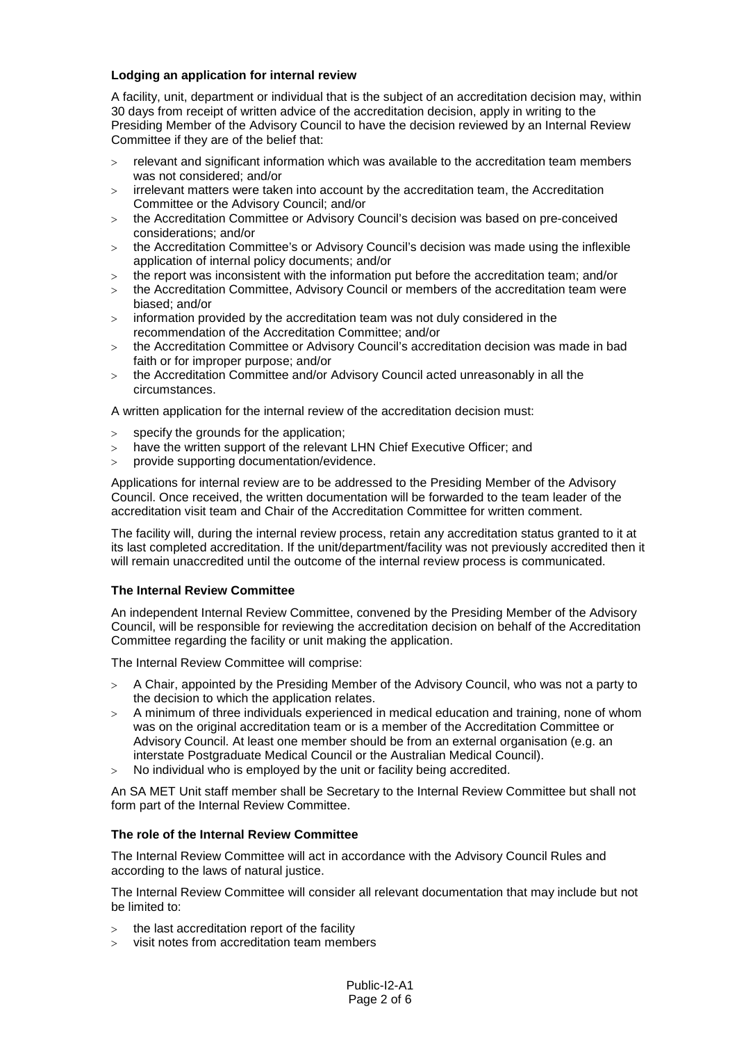**Lodging an application for internal review**

A facility, unit, department or individual that is the subject of an accreditation decision may, within 30 days from receipt of written advice of the accreditation decision, apply in writing to the Presiding Member of the Advisory Council to have the decision reviewed by an Internal Review Committee if they are of the belief that:

- relevant and significant information which was available to the accreditation team members was not considered; and/or
- irrelevant matters were taken into account by the accreditation team, the Accreditation Committee or the Advisory Council; and/or
- the Accreditation Committee or Advisory Council's decision was based on pre-conceived considerations; and/or
- the Accreditation Committee's or Advisory Council's decision was made using the inflexible application of internal policy documents; and/or
- the report was inconsistent with the information put before the accreditation team; and/or
- the Accreditation Committee, Advisory Council or members of the accreditation team were biased; and/or
- information provided by the accreditation team was not duly considered in the recommendation of the Accreditation Committee; and/or
- the Accreditation Committee or Advisory Council's accreditation decision was made in bad faith or for improper purpose; and/or
- the Accreditation Committee and/or Advisory Council acted unreasonably in all the circumstances.

A written application for the internal review of the accreditation decision must:

- specify the grounds for the application;
- have the written support of the relevant LHN Chief Executive Officer; and
- provide supporting documentation/evidence.

Applications for internal review are to be addressed to the Presiding Member of the Advisory Council. Once received, the written documentation will be forwarded to the team leader of the accreditation visit team and Chair of the Accreditation Committee for written comment.

The facility will, during the internal review process, retain any accreditation status granted to it at its last completed accreditation. If the unit/department/facility was not previously accredited then it will remain unaccredited until the outcome of the internal review process is communicated.

**The Internal Review Committee**

An independent Internal Review Committee, convened by the Presiding Member of the Advisory Council, will be responsible for reviewing the accreditation decision on behalf of the Accreditation Committee regarding the facility or unit making the application.

The Internal Review Committee will comprise:

- A Chair, appointed by the Presiding Member of the Advisory Council, who was not a party to the decision to which the application relates.
- A minimum of three individuals experienced in medical education and training, none of whom was on the original accreditation team or is a member of the Accreditation Committee or Advisory Council. At least one member should be from an external organisation (e.g. an interstate Postgraduate Medical Council or the Australian Medical Council).
- No individual who is employed by the unit or facility being accredited.

An SA MET Unit staff member shall be Secretary to the Internal Review Committee but shall not form part of the Internal Review Committee.

**The role of the Internal Review Committee**

The Internal Review Committee will act in accordance with the Advisory Council Rules and according to the laws of natural justice.

The Internal Review Committee will consider all relevant documentation that may include but not be limited to:

- the last accreditation report of the facility
- visit notes from accreditation team members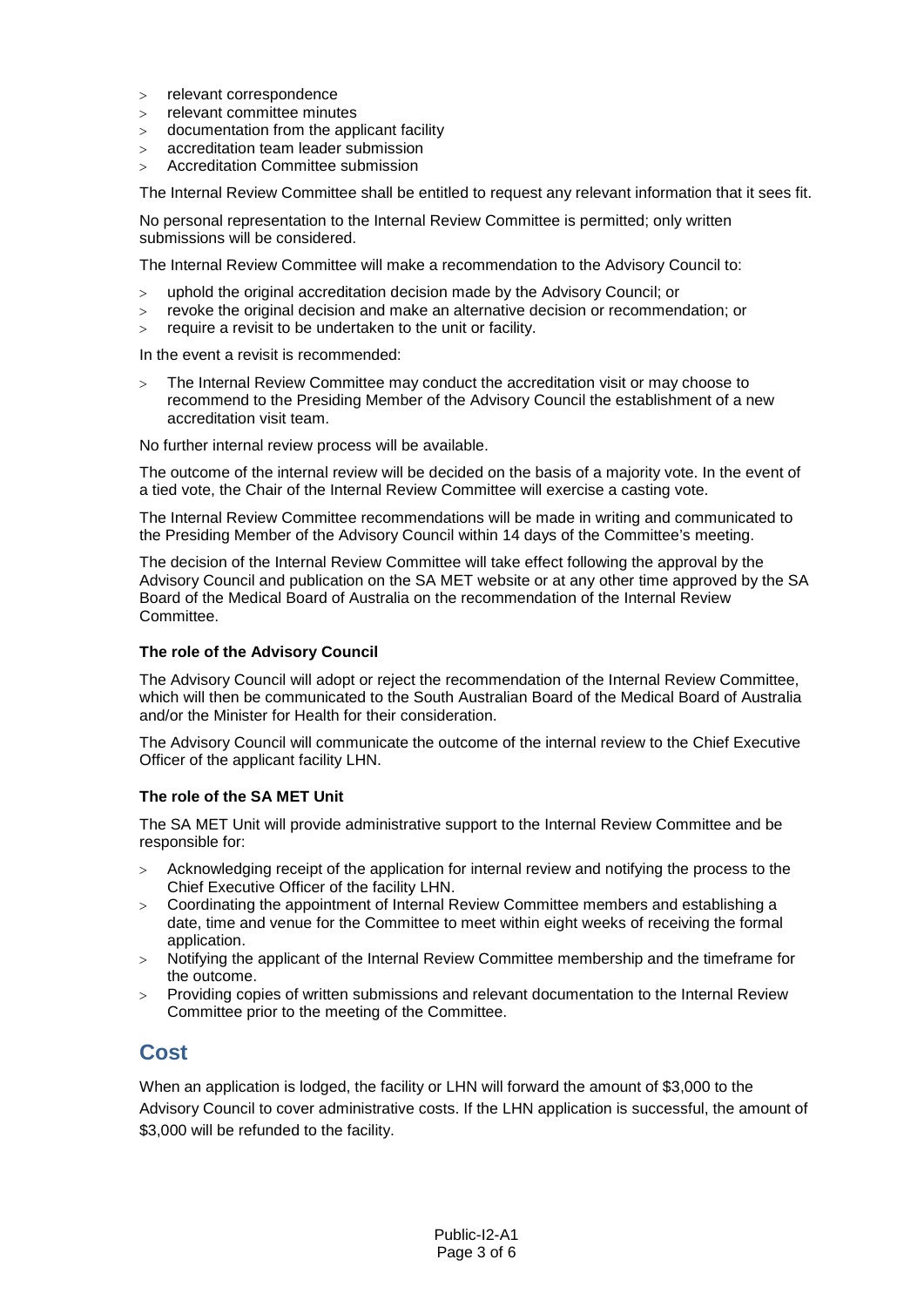- relevant correspondence
- relevant committee minutes
- documentation from the applicant facility
- accreditation team leader submission
- Accreditation Committee submission

The Internal Review Committee shall be entitled to request any relevant information that it sees fit.

No personal representation to the Internal Review Committee is permitted; only written submissions will be considered.

The Internal Review Committee will make a recommendation to the Advisory Council to:

- uphold the original accreditation decision made by the Advisory Council; or
- revoke the original decision and make an alternative decision or recommendation; or
- require a revisit to be undertaken to the unit or facility.

In the event a revisit is recommended:

- The Internal Review Committee may conduct the accreditation visit or may choose to recommend to the Presiding Member of the Advisory Council the establishment of a new accreditation visit team.

No further internal review process will be available.

The outcome of the internal review will be decided on the basis of a majority vote. In the event of a tied vote, the Chair of the Internal Review Committee will exercise a casting vote.

The Internal Review Committee recommendations will be made in writing and communicated to the Presiding Member of the Advisory Council within 14 days of the Committee's meeting.

The decision of the Internal Review Committee will take effect following the approval by the Advisory Council and publication on the SA MET website or at any other time approved by the SA Board of the Medical Board of Australia on the recommendation of the Internal Review Committee.

**The role of the Advisory Council**

The Advisory Council will adopt or reject the recommendation of the Internal Review Committee, which will then be communicated to the South Australian Board of the Medical Board of Australia and/or the Minister for Health for their consideration.

The Advisory Council will communicate the outcome of the internal review to the Chief Executive Officer of the applicant facility LHN.

**The role of the SA MET Unit**

The SA MET Unit will provide administrative support to the Internal Review Committee and be responsible for:

- Acknowledging receipt of the application for internal review and notifying the process to the Chief Executive Officer of the facility LHN.
- Coordinating the appointment of Internal Review Committee members and establishing a date, time and venue for the Committee to meet within eight weeks of receiving the formal application.
- Notifying the applicant of the Internal Review Committee membership and the timeframe for the outcome.
- Providing copies of written submissions and relevant documentation to the Internal Review Committee prior to the meeting of the Committee.

## Cost

When an application is lodged, the facility or LHN will forward the amount of $3,000 to the Advisory Council to cover administrative costs. If the LHN application is successful, the amount of $3,000 will be refunded to the facility.

Public-I2-A1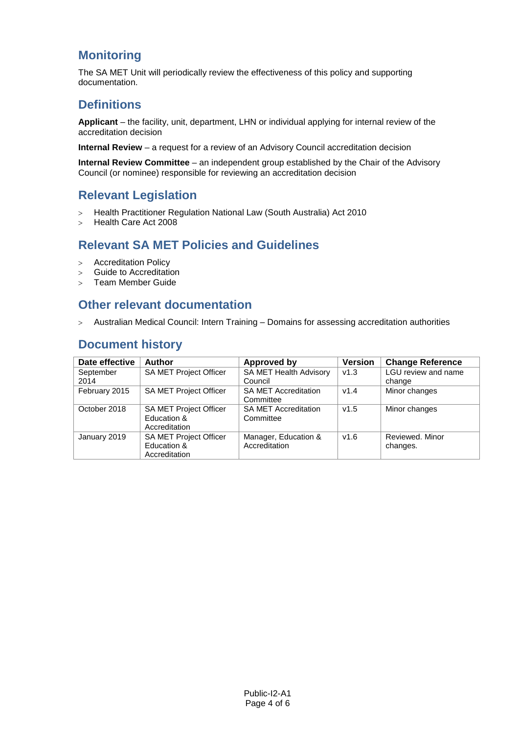## Monitoring

The SA MET Unit will periodically review the effectiveness of this policy and supporting documentation.

## Definitions

**Applicant** – the facility, unit, department, LHN or individual applying for internal review of the accreditation decision

**Internal Review** – a request for a review of an Advisory Council accreditation decision

**Internal Review Committee** – an independent group established by the Chair of the Advisory Council (or nominee) responsible for reviewing an accreditation decision

## Relevant Legislation

- Health Practitioner Regulation National Law (South Australia) Act 2010
- Health Care Act 2008

## Relevant SA MET Policies and Guidelines

- Accreditation Policy
- Guide to Accreditation
- Team Member Guide

## Other relevant documentation

- Australian Medical Council: Intern Training – Domains for assessing accreditation authorities

## Document history

| Date effective | Author | Approved by | Version | Change Reference |
|---|---|---|---|---|
| September 2014 | SA MET Project Officer | SA MET Health Advisory Council | v1.3 | LGU review and name change |
| February 2015 | SA MET Project Officer | SA MET Accreditation Committee | v1.4 | Minor changes |
| October 2018 | SA MET Project Officer Education & Accreditation | SA MET Accreditation Committee | v1.5 | Minor changes |
| January 2019 | SA MET Project Officer Education & Accreditation | Manager, Education & Accreditation | v1.6 | Reviewed. Minor changes. |

Public-I2-A1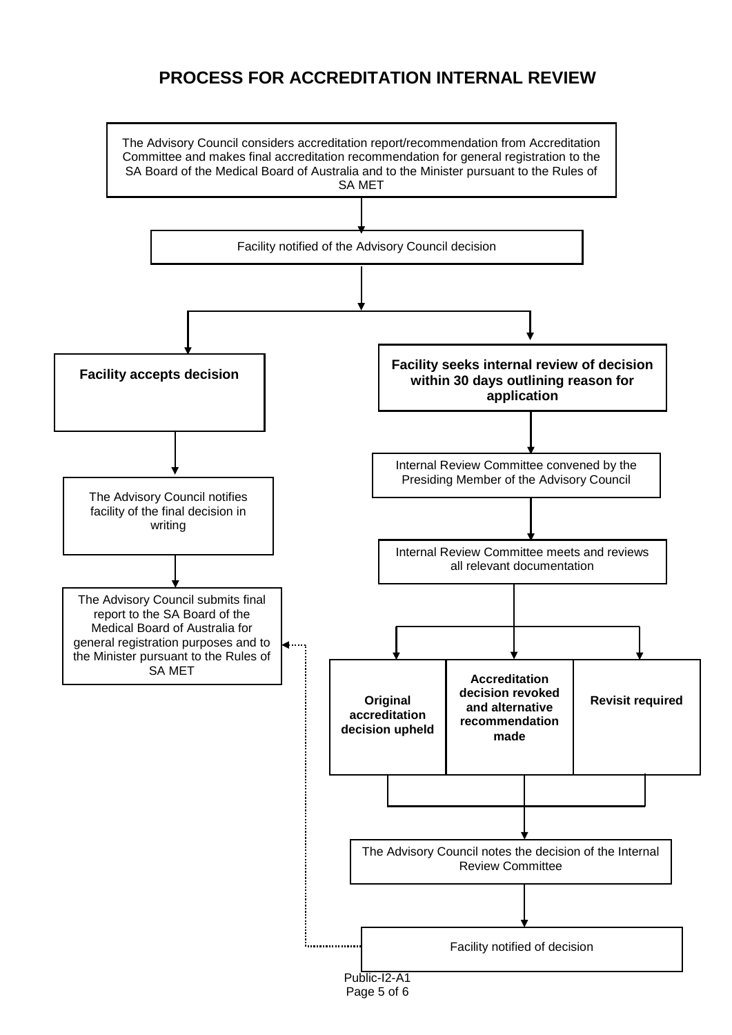# PROCESS FOR ACCREDITATION INTERNAL REVIEW

The Advisory Council considers accreditation report/recommendation from Accreditation Committee and makes final accreditation recommendation for general registration to the SA Board of the Medical Board of Australia and to the Minister pursuant to the Rules of SA MET

Facility notified of the Advisory Council decision

**Facility accepts decision**

The Advisory Council notifies facility of the final decision in writing

The Advisory Council submits final report to the SA Board of the Medical Board of Australia for general registration purposes and to the Minister pursuant to the Rules of SA MET

**Facility seeks internal review of decision within 30 days outlining reason for application**

Internal Review Committee convened by the Presiding Member of the Advisory Council

Internal Review Committee meets and reviews all relevant documentation

**Original accreditation decision upheld**

**Accreditation decision revoked and alternative recommendation made**

**Revisit required**

The Advisory Council notes the decision of the Internal Review Committee

Facility notified of decision

Public-I2-A1